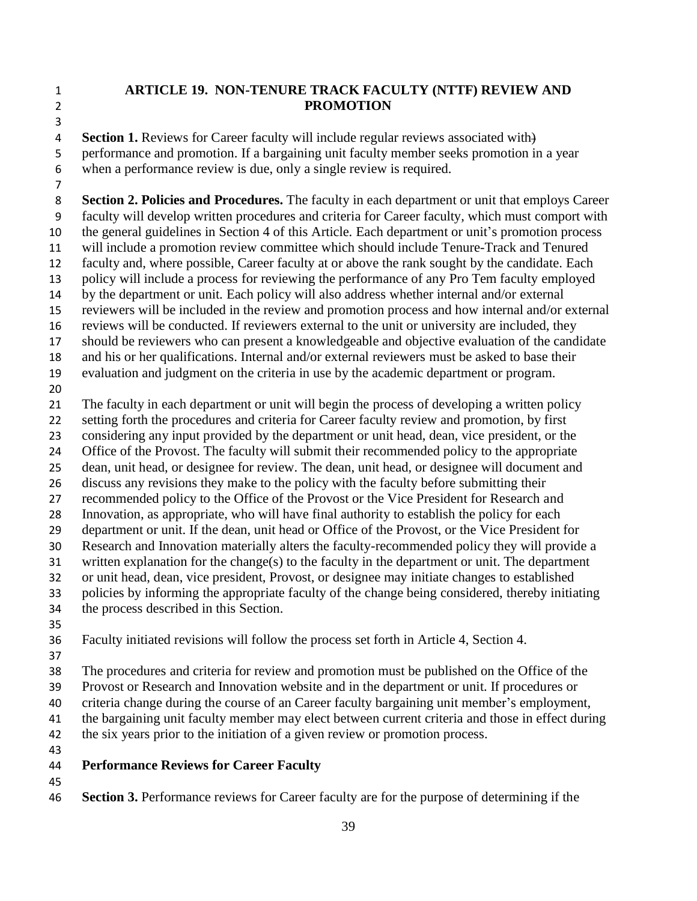# ARTICLE 19. NON-TENURE TRACK FACULTY (NTTF) REVIEW AND PROMOTION

**Section 1.** Reviews for Career faculty will include regular reviews associated with performance and promotion. If a bargaining unit faculty member seeks promotion in a year when a performance review is due, only a single review is required.

**Section 2. Policies and Procedures.** The faculty in each department or unit that employs Career faculty will develop written procedures and criteria for Career faculty, which must comport with the general guidelines in Section 4 of this Article. Each department or unit's promotion process will include a promotion review committee which should include Tenure-Track and Tenured faculty and, where possible, Career faculty at or above the rank sought by the candidate. Each policy will include a process for reviewing the performance of any Pro Tem faculty employed by the department or unit. Each policy will also address whether internal and/or external reviewers will be included in the review and promotion process and how internal and/or external reviews will be conducted. If reviewers external to the unit or university are included, they should be reviewers who can present a knowledgeable and objective evaluation of the candidate and his or her qualifications. Internal and/or external reviewers must be asked to base their evaluation and judgment on the criteria in use by the academic department or program.

The faculty in each department or unit will begin the process of developing a written policy setting forth the procedures and criteria for Career faculty review and promotion, by first considering any input provided by the department or unit head, dean, vice president, or the Office of the Provost. The faculty will submit their recommended policy to the appropriate dean, unit head, or designee for review. The dean, unit head, or designee will document and discuss any revisions they make to the policy with the faculty before submitting their recommended policy to the Office of the Provost or the Vice President for Research and Innovation, as appropriate, who will have final authority to establish the policy for each department or unit. If the dean, unit head or Office of the Provost, or the Vice President for Research and Innovation materially alters the faculty-recommended policy they will provide a written explanation for the change(s) to the faculty in the department or unit. The department or unit head, dean, vice president, Provost, or designee may initiate changes to established policies by informing the appropriate faculty of the change being considered, thereby initiating the process described in this Section.

Faculty initiated revisions will follow the process set forth in Article 4, Section 4.

The procedures and criteria for review and promotion must be published on the Office of the Provost or Research and Innovation website and in the department or unit. If procedures or criteria change during the course of an Career faculty bargaining unit member's employment, the bargaining unit faculty member may elect between current criteria and those in effect during the six years prior to the initiation of a given review or promotion process.

## Performance Reviews for Career Faculty

**Section 3.** Performance reviews for Career faculty are for the purpose of determining if the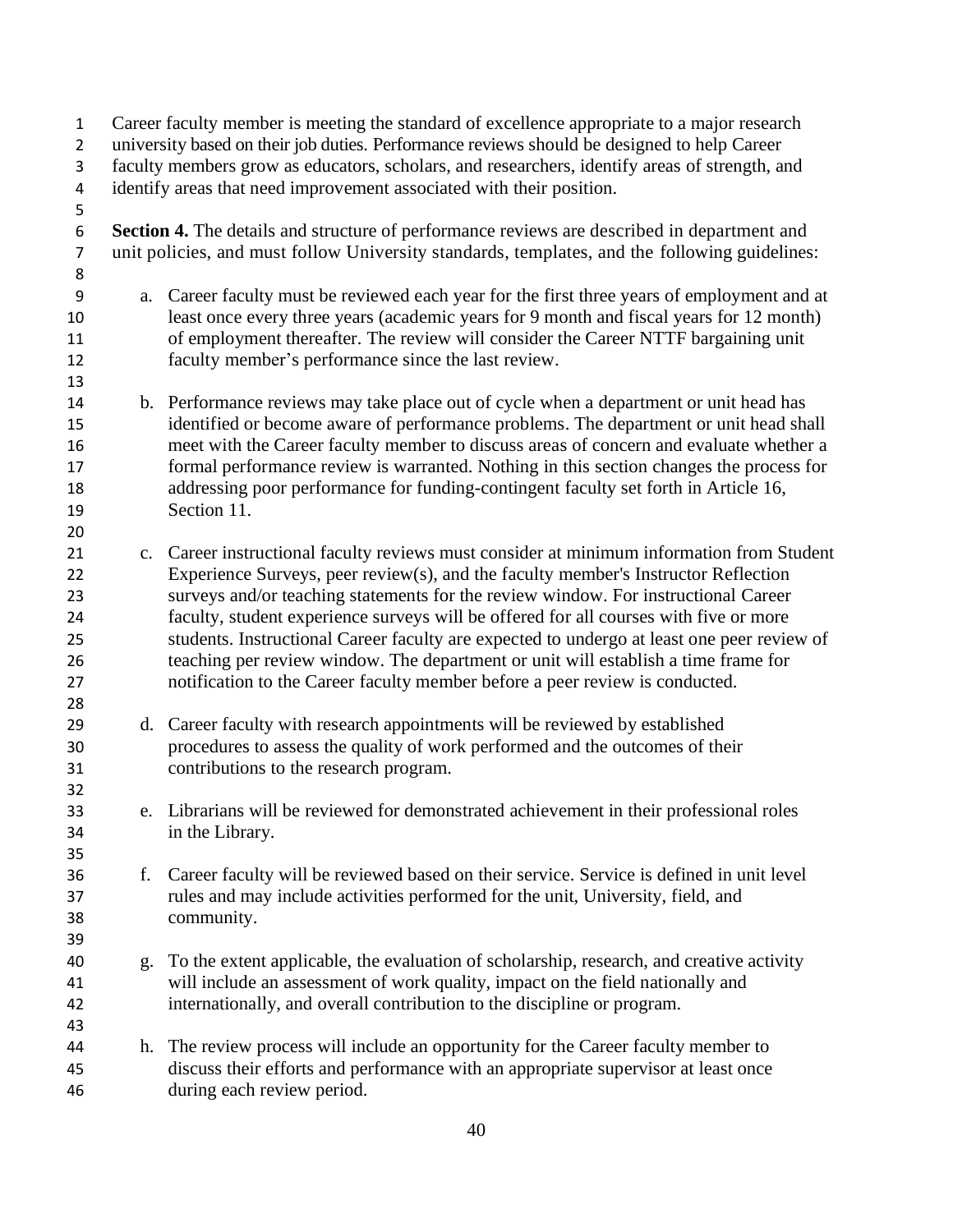Career faculty member is meeting the standard of excellence appropriate to a major research university based on their job duties. Performance reviews should be designed to help Career faculty members grow as educators, scholars, and researchers, identify areas of strength, and identify areas that need improvement associated with their position.

**Section 4.** The details and structure of performance reviews are described in department and unit policies, and must follow University standards, templates, and the following guidelines:

a. Career faculty must be reviewed each year for the first three years of employment and at least once every three years (academic years for 9 month and fiscal years for 12 month) of employment thereafter. The review will consider the Career NTTF bargaining unit faculty member's performance since the last review.

b. Performance reviews may take place out of cycle when a department or unit head has identified or become aware of performance problems. The department or unit head shall meet with the Career faculty member to discuss areas of concern and evaluate whether a formal performance review is warranted. Nothing in this section changes the process for addressing poor performance for funding-contingent faculty set forth in Article 16, Section 11.

c. Career instructional faculty reviews must consider at minimum information from Student Experience Surveys, peer review(s), and the faculty member's Instructor Reflection surveys and/or teaching statements for the review window. For instructional Career faculty, student experience surveys will be offered for all courses with five or more students. Instructional Career faculty are expected to undergo at least one peer review of teaching per review window. The department or unit will establish a time frame for notification to the Career faculty member before a peer review is conducted.

d. Career faculty with research appointments will be reviewed by established procedures to assess the quality of work performed and the outcomes of their contributions to the research program.

e. Librarians will be reviewed for demonstrated achievement in their professional roles in the Library.

f. Career faculty will be reviewed based on their service. Service is defined in unit level rules and may include activities performed for the unit, University, field, and community.

g. To the extent applicable, the evaluation of scholarship, research, and creative activity will include an assessment of work quality, impact on the field nationally and internationally, and overall contribution to the discipline or program.

h. The review process will include an opportunity for the Career faculty member to discuss their efforts and performance with an appropriate supervisor at least once during each review period.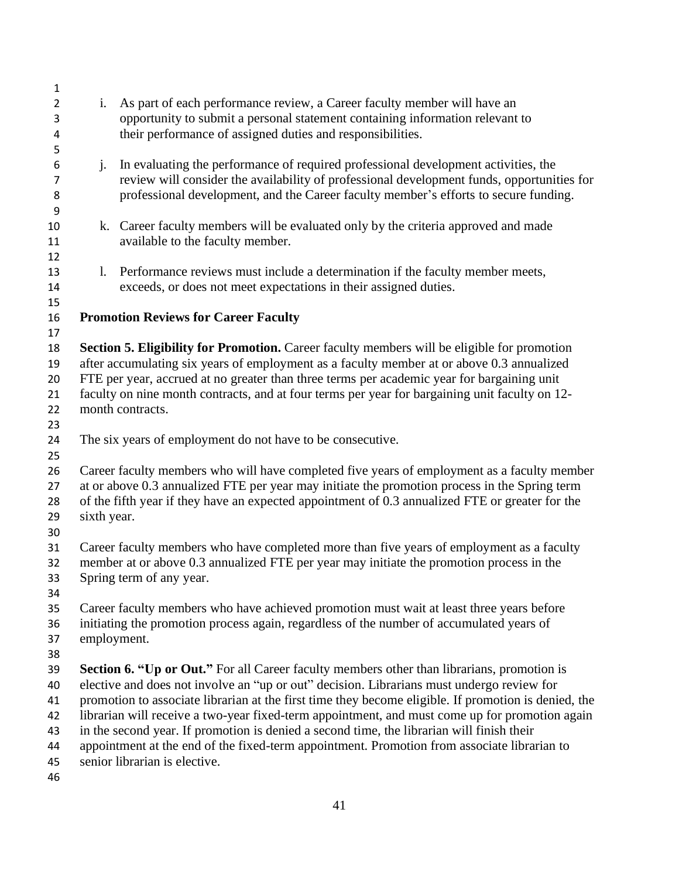i. As part of each performance review, a Career faculty member will have an opportunity to submit a personal statement containing information relevant to their performance of assigned duties and responsibilities.

j. In evaluating the performance of required professional development activities, the review will consider the availability of professional development funds, opportunities for professional development, and the Career faculty member's efforts to secure funding.

k. Career faculty members will be evaluated only by the criteria approved and made available to the faculty member.

l. Performance reviews must include a determination if the faculty member meets, exceeds, or does not meet expectations in their assigned duties.

## Promotion Reviews for Career Faculty

**Section 5. Eligibility for Promotion.** Career faculty members will be eligible for promotion after accumulating six years of employment as a faculty member at or above 0.3 annualized FTE per year, accrued at no greater than three terms per academic year for bargaining unit faculty on nine month contracts, and at four terms per year for bargaining unit faculty on 12-month contracts.

The six years of employment do not have to be consecutive.

Career faculty members who will have completed five years of employment as a faculty member at or above 0.3 annualized FTE per year may initiate the promotion process in the Spring term of the fifth year if they have an expected appointment of 0.3 annualized FTE or greater for the sixth year.

Career faculty members who have completed more than five years of employment as a faculty member at or above 0.3 annualized FTE per year may initiate the promotion process in the Spring term of any year.

Career faculty members who have achieved promotion must wait at least three years before initiating the promotion process again, regardless of the number of accumulated years of employment.

**Section 6. "Up or Out."** For all Career faculty members other than librarians, promotion is elective and does not involve an "up or out" decision. Librarians must undergo review for promotion to associate librarian at the first time they become eligible. If promotion is denied, the librarian will receive a two-year fixed-term appointment, and must come up for promotion again in the second year. If promotion is denied a second time, the librarian will finish their appointment at the end of the fixed-term appointment. Promotion from associate librarian to senior librarian is elective.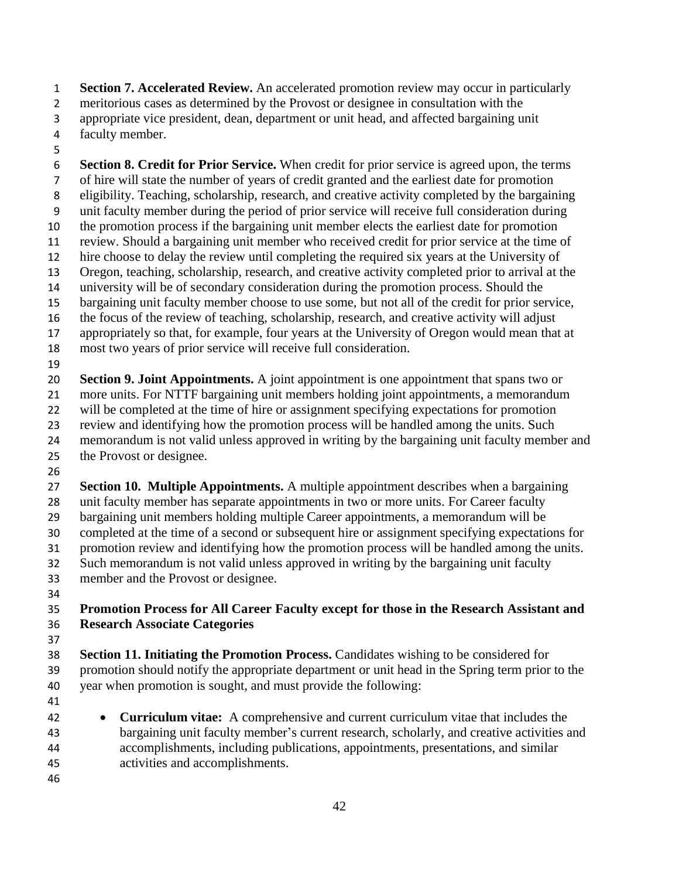**Section 7. Accelerated Review.** An accelerated promotion review may occur in particularly meritorious cases as determined by the Provost or designee in consultation with the appropriate vice president, dean, department or unit head, and affected bargaining unit faculty member.

**Section 8. Credit for Prior Service.** When credit for prior service is agreed upon, the terms of hire will state the number of years of credit granted and the earliest date for promotion eligibility. Teaching, scholarship, research, and creative activity completed by the bargaining unit faculty member during the period of prior service will receive full consideration during the promotion process if the bargaining unit member elects the earliest date for promotion review. Should a bargaining unit member who received credit for prior service at the time of hire choose to delay the review until completing the required six years at the University of Oregon, teaching, scholarship, research, and creative activity completed prior to arrival at the university will be of secondary consideration during the promotion process. Should the bargaining unit faculty member choose to use some, but not all of the credit for prior service, the focus of the review of teaching, scholarship, research, and creative activity will adjust appropriately so that, for example, four years at the University of Oregon would mean that at most two years of prior service will receive full consideration.

**Section 9. Joint Appointments.** A joint appointment is one appointment that spans two or more units. For NTTF bargaining unit members holding joint appointments, a memorandum will be completed at the time of hire or assignment specifying expectations for promotion review and identifying how the promotion process will be handled among the units. Such memorandum is not valid unless approved in writing by the bargaining unit faculty member and the Provost or designee.

**Section 10. Multiple Appointments.** A multiple appointment describes when a bargaining unit faculty member has separate appointments in two or more units. For Career faculty bargaining unit members holding multiple Career appointments, a memorandum will be completed at the time of a second or subsequent hire or assignment specifying expectations for promotion review and identifying how the promotion process will be handled among the units. Such memorandum is not valid unless approved in writing by the bargaining unit faculty member and the Provost or designee.

## Promotion Process for All Career Faculty except for those in the Research Assistant and Research Associate Categories

**Section 11. Initiating the Promotion Process.** Candidates wishing to be considered for promotion should notify the appropriate department or unit head in the Spring term prior to the year when promotion is sought, and must provide the following:

- **Curriculum vitae:** A comprehensive and current curriculum vitae that includes the bargaining unit faculty member's current research, scholarly, and creative activities and accomplishments, including publications, appointments, presentations, and similar activities and accomplishments.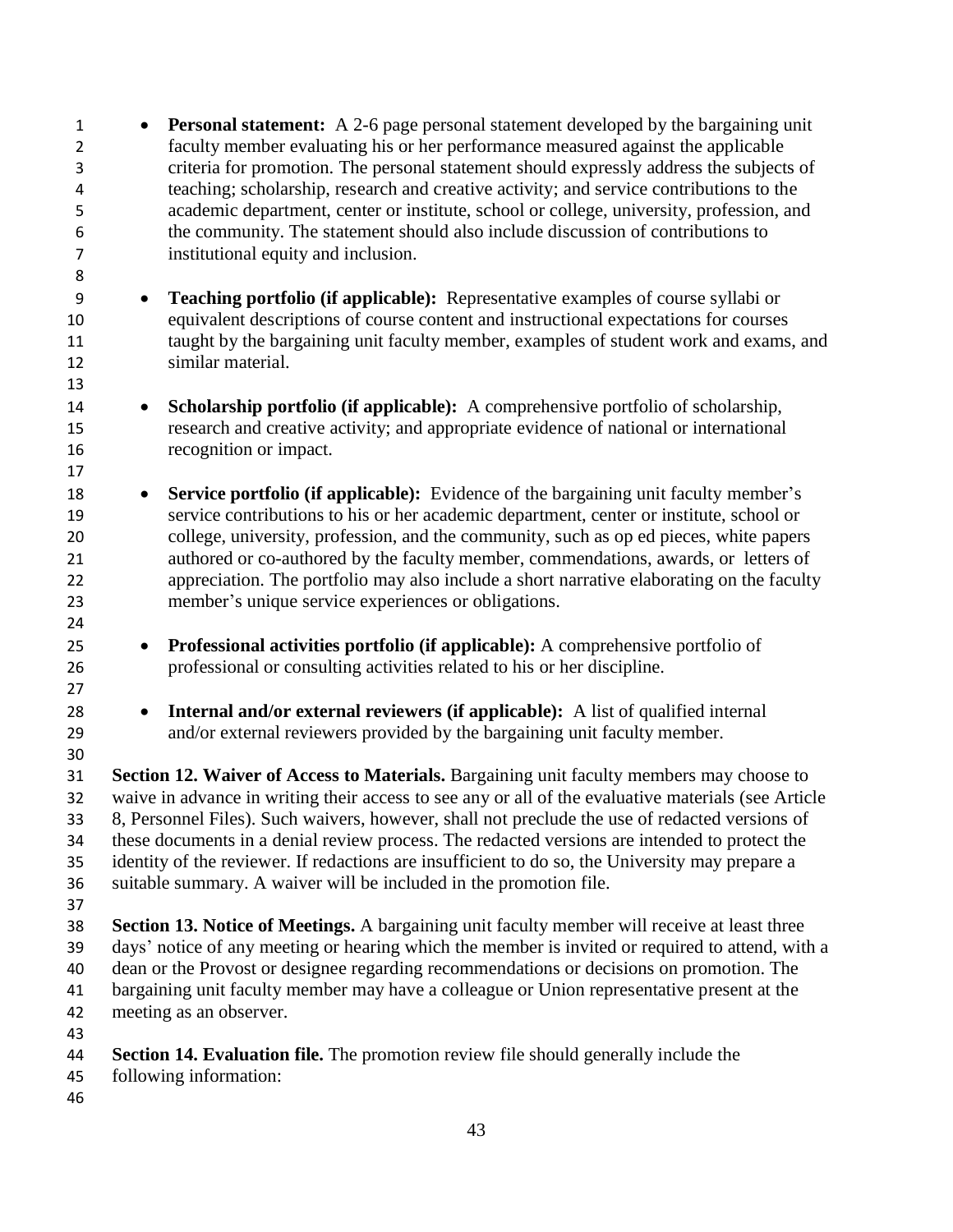- **Personal statement:** A 2-6 page personal statement developed by the bargaining unit faculty member evaluating his or her performance measured against the applicable criteria for promotion. The personal statement should expressly address the subjects of teaching; scholarship, research and creative activity; and service contributions to the academic department, center or institute, school or college, university, profession, and the community. The statement should also include discussion of contributions to institutional equity and inclusion.

- **Teaching portfolio (if applicable):** Representative examples of course syllabi or equivalent descriptions of course content and instructional expectations for courses taught by the bargaining unit faculty member, examples of student work and exams, and similar material.

- **Scholarship portfolio (if applicable):** A comprehensive portfolio of scholarship, research and creative activity; and appropriate evidence of national or international recognition or impact.

- **Service portfolio (if applicable):** Evidence of the bargaining unit faculty member's service contributions to his or her academic department, center or institute, school or college, university, profession, and the community, such as op ed pieces, white papers authored or co-authored by the faculty member, commendations, awards, or letters of appreciation. The portfolio may also include a short narrative elaborating on the faculty member's unique service experiences or obligations.

- **Professional activities portfolio (if applicable):** A comprehensive portfolio of professional or consulting activities related to his or her discipline.

- **Internal and/or external reviewers (if applicable):** A list of qualified internal and/or external reviewers provided by the bargaining unit faculty member.

**Section 12. Waiver of Access to Materials.** Bargaining unit faculty members may choose to waive in advance in writing their access to see any or all of the evaluative materials (see Article 8, Personnel Files). Such waivers, however, shall not preclude the use of redacted versions of these documents in a denial review process. The redacted versions are intended to protect the identity of the reviewer. If redactions are insufficient to do so, the University may prepare a suitable summary. A waiver will be included in the promotion file.

**Section 13. Notice of Meetings.** A bargaining unit faculty member will receive at least three days' notice of any meeting or hearing which the member is invited or required to attend, with a dean or the Provost or designee regarding recommendations or decisions on promotion. The bargaining unit faculty member may have a colleague or Union representative present at the meeting as an observer.

**Section 14. Evaluation file.** The promotion review file should generally include the following information: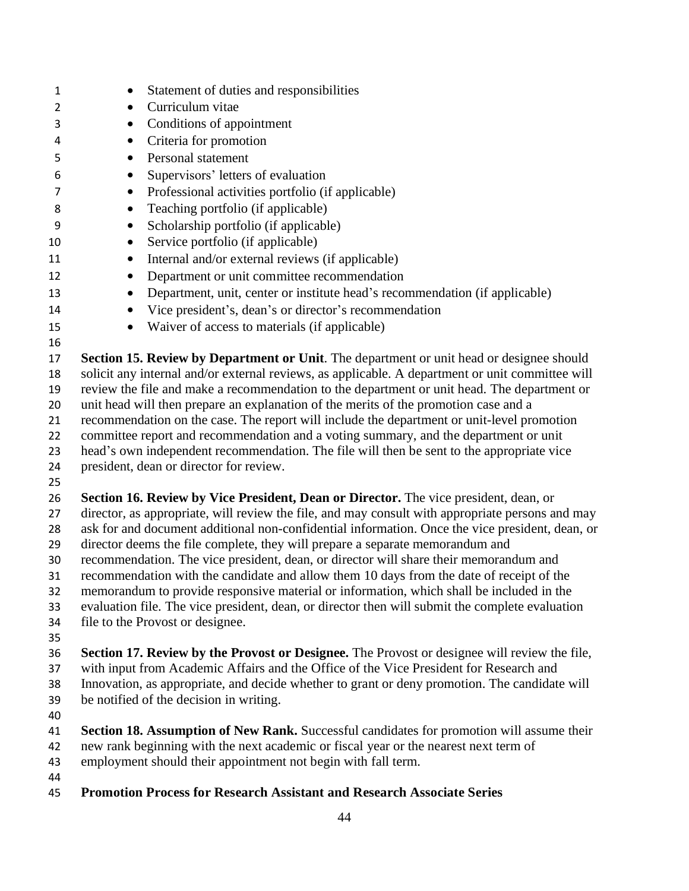- Statement of duties and responsibilities
- Curriculum vitae
- Conditions of appointment
- Criteria for promotion
- Personal statement
- Supervisors' letters of evaluation
- Professional activities portfolio (if applicable)
- Teaching portfolio (if applicable)
- Scholarship portfolio (if applicable)
- Service portfolio (if applicable)
- Internal and/or external reviews (if applicable)
- Department or unit committee recommendation
- Department, unit, center or institute head's recommendation (if applicable)
- Vice president's, dean's or director's recommendation
- Waiver of access to materials (if applicable)

**Section 15. Review by Department or Unit**. The department or unit head or designee should solicit any internal and/or external reviews, as applicable. A department or unit committee will review the file and make a recommendation to the department or unit head. The department or unit head will then prepare an explanation of the merits of the promotion case and a recommendation on the case. The report will include the department or unit-level promotion committee report and recommendation and a voting summary, and the department or unit head's own independent recommendation. The file will then be sent to the appropriate vice president, dean or director for review.

**Section 16. Review by Vice President, Dean or Director.** The vice president, dean, or director, as appropriate, will review the file, and may consult with appropriate persons and may ask for and document additional non-confidential information. Once the vice president, dean, or director deems the file complete, they will prepare a separate memorandum and recommendation. The vice president, dean, or director will share their memorandum and recommendation with the candidate and allow them 10 days from the date of receipt of the memorandum to provide responsive material or information, which shall be included in the evaluation file. The vice president, dean, or director then will submit the complete evaluation file to the Provost or designee.

**Section 17. Review by the Provost or Designee.** The Provost or designee will review the file, with input from Academic Affairs and the Office of the Vice President for Research and Innovation, as appropriate, and decide whether to grant or deny promotion. The candidate will be notified of the decision in writing.

**Section 18. Assumption of New Rank.** Successful candidates for promotion will assume their new rank beginning with the next academic or fiscal year or the nearest next term of employment should their appointment not begin with fall term.

**Promotion Process for Research Assistant and Research Associate Series**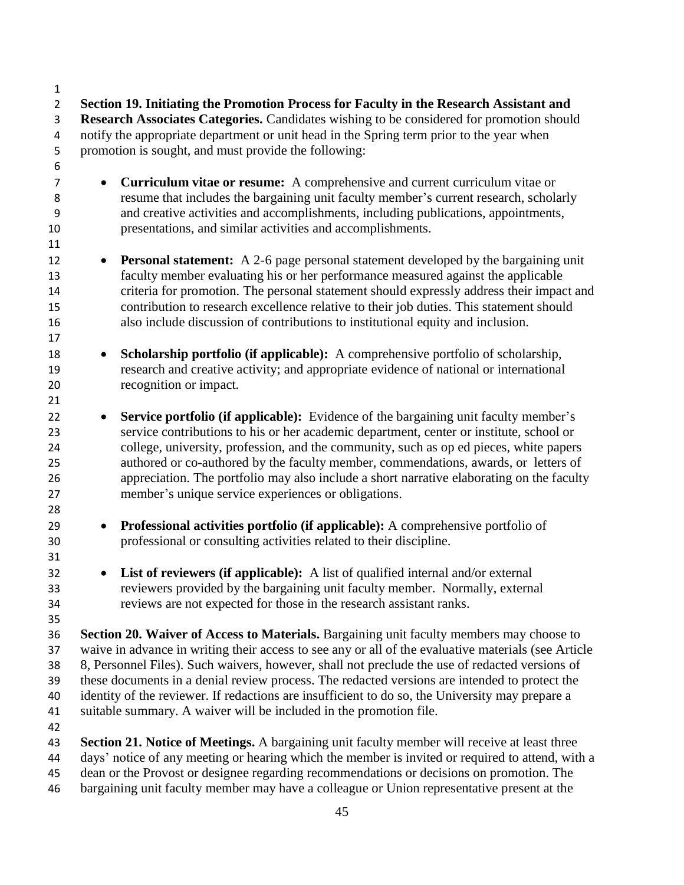**Section 19. Initiating the Promotion Process for Faculty in the Research Assistant and Research Associates Categories.** Candidates wishing to be considered for promotion should notify the appropriate department or unit head in the Spring term prior to the year when promotion is sought, and must provide the following:

- **Curriculum vitae or resume:** A comprehensive and current curriculum vitae or resume that includes the bargaining unit faculty member's current research, scholarly and creative activities and accomplishments, including publications, appointments, presentations, and similar activities and accomplishments.

- **Personal statement:** A 2-6 page personal statement developed by the bargaining unit faculty member evaluating his or her performance measured against the applicable criteria for promotion. The personal statement should expressly address their impact and contribution to research excellence relative to their job duties. This statement should also include discussion of contributions to institutional equity and inclusion.

- **Scholarship portfolio (if applicable):** A comprehensive portfolio of scholarship, research and creative activity; and appropriate evidence of national or international recognition or impact.

- **Service portfolio (if applicable):** Evidence of the bargaining unit faculty member's service contributions to his or her academic department, center or institute, school or college, university, profession, and the community, such as op ed pieces, white papers authored or co-authored by the faculty member, commendations, awards, or letters of appreciation. The portfolio may also include a short narrative elaborating on the faculty member's unique service experiences or obligations.

- **Professional activities portfolio (if applicable):** A comprehensive portfolio of professional or consulting activities related to their discipline.

- **List of reviewers (if applicable):** A list of qualified internal and/or external reviewers provided by the bargaining unit faculty member. Normally, external reviews are not expected for those in the research assistant ranks.

**Section 20. Waiver of Access to Materials.** Bargaining unit faculty members may choose to waive in advance in writing their access to see any or all of the evaluative materials (see Article 8, Personnel Files). Such waivers, however, shall not preclude the use of redacted versions of these documents in a denial review process. The redacted versions are intended to protect the identity of the reviewer. If redactions are insufficient to do so, the University may prepare a suitable summary. A waiver will be included in the promotion file.

**Section 21. Notice of Meetings.** A bargaining unit faculty member will receive at least three days' notice of any meeting or hearing which the member is invited or required to attend, with a dean or the Provost or designee regarding recommendations or decisions on promotion. The bargaining unit faculty member may have a colleague or Union representative present at the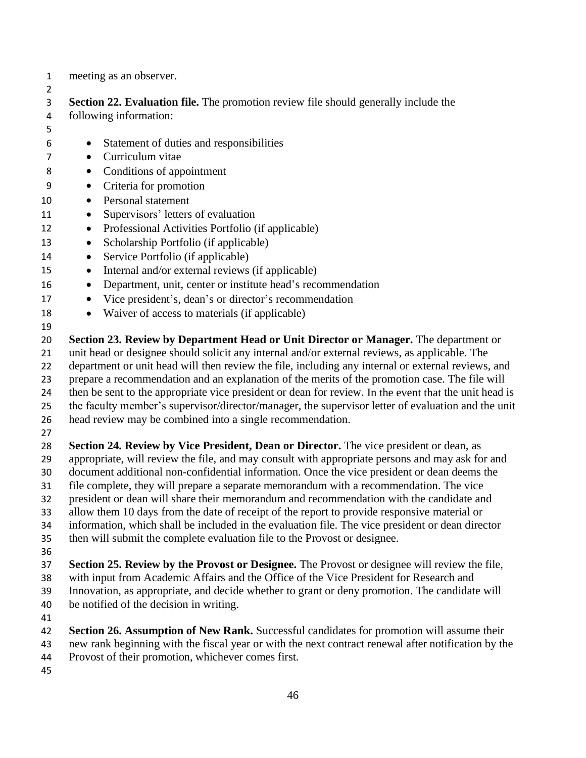meeting as an observer.

**Section 22. Evaluation file.** The promotion review file should generally include the following information:

- Statement of duties and responsibilities
- Curriculum vitae
- Conditions of appointment
- Criteria for promotion
- Personal statement
- Supervisors' letters of evaluation
- Professional Activities Portfolio (if applicable)
- Scholarship Portfolio (if applicable)
- Service Portfolio (if applicable)
- Internal and/or external reviews (if applicable)
- Department, unit, center or institute head's recommendation
- Vice president's, dean's or director's recommendation
- Waiver of access to materials (if applicable)

**Section 23. Review by Department Head or Unit Director or Manager.** The department or unit head or designee should solicit any internal and/or external reviews, as applicable. The department or unit head will then review the file, including any internal or external reviews, and prepare a recommendation and an explanation of the merits of the promotion case. The file will then be sent to the appropriate vice president or dean for review. In the event that the unit head is the faculty member's supervisor/director/manager, the supervisor letter of evaluation and the unit head review may be combined into a single recommendation.

**Section 24. Review by Vice President, Dean or Director.** The vice president or dean, as appropriate, will review the file, and may consult with appropriate persons and may ask for and document additional non-confidential information. Once the vice president or dean deems the file complete, they will prepare a separate memorandum with a recommendation. The vice president or dean will share their memorandum and recommendation with the candidate and allow them 10 days from the date of receipt of the report to provide responsive material or information, which shall be included in the evaluation file. The vice president or dean director then will submit the complete evaluation file to the Provost or designee.

**Section 25. Review by the Provost or Designee.** The Provost or designee will review the file, with input from Academic Affairs and the Office of the Vice President for Research and Innovation, as appropriate, and decide whether to grant or deny promotion. The candidate will be notified of the decision in writing.

**Section 26. Assumption of New Rank.** Successful candidates for promotion will assume their new rank beginning with the fiscal year or with the next contract renewal after notification by the Provost of their promotion, whichever comes first.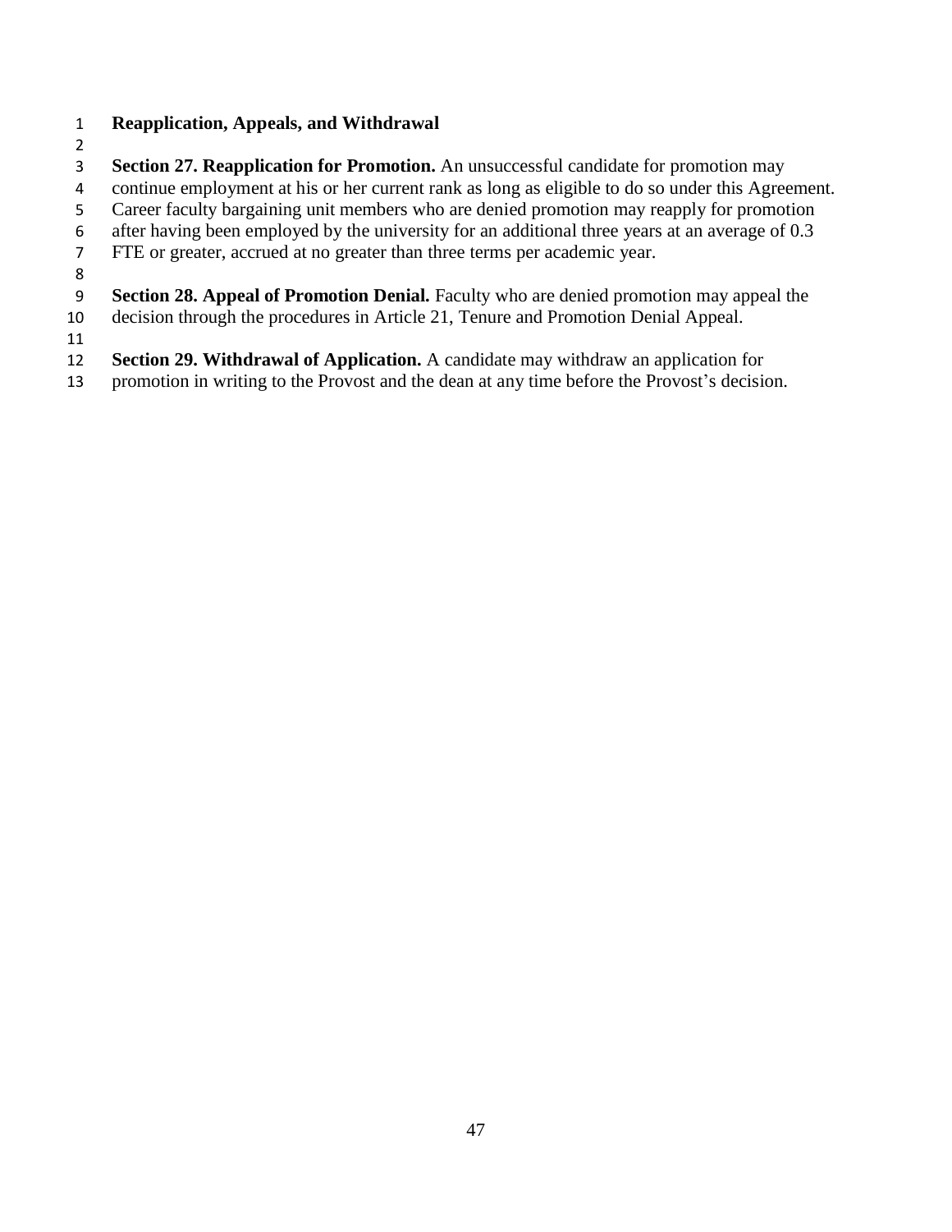**Reapplication, Appeals, and Withdrawal**

**Section 27. Reapplication for Promotion.** An unsuccessful candidate for promotion may continue employment at his or her current rank as long as eligible to do so under this Agreement. Career faculty bargaining unit members who are denied promotion may reapply for promotion after having been employed by the university for an additional three years at an average of 0.3 FTE or greater, accrued at no greater than three terms per academic year.

**Section 28. Appeal of Promotion Denial.** Faculty who are denied promotion may appeal the decision through the procedures in Article 21, Tenure and Promotion Denial Appeal.

**Section 29. Withdrawal of Application.** A candidate may withdraw an application for promotion in writing to the Provost and the dean at any time before the Provost's decision.